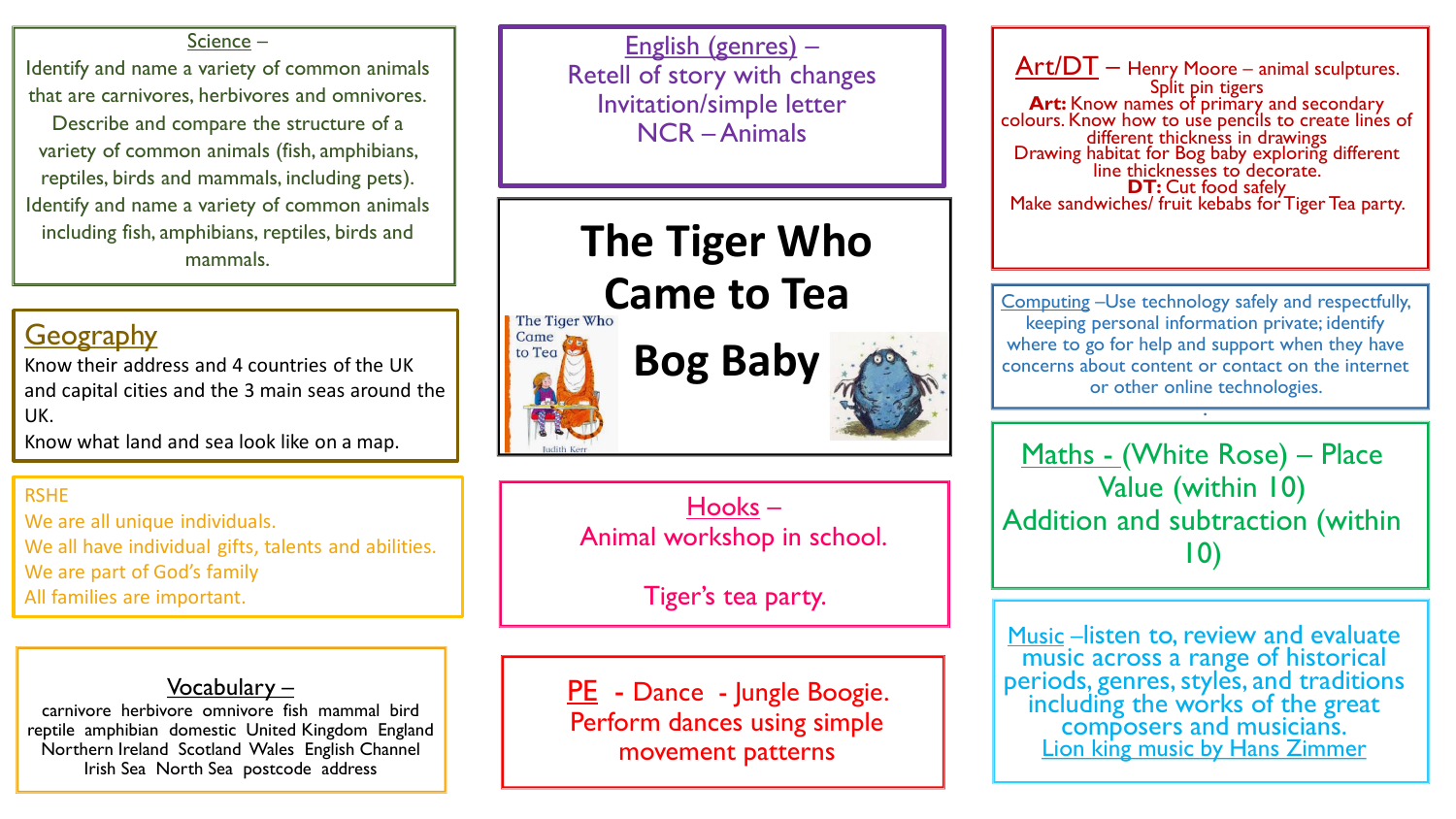# The Tiger Who Came to Tea

# Bog Baby

## Science –

Identify and name a variety of common animals that are carnivores, herbivores and omnivores.
Describe and compare the structure of a variety of common animals (fish, amphibians, reptiles, birds and mammals, including pets).
Identify and name a variety of common animals including fish, amphibians, reptiles, birds and mammals.

## Geography

Know their address and 4 countries of the UK and capital cities and the 3 main seas around the UK.
Know what land and sea look like on a map.

## RSHE

We are all unique individuals.
We all have individual gifts, talents and abilities.
We are part of God's family
All families are important.

## Vocabulary –

carnivore herbivore omnivore fish mammal bird reptile amphibian domestic United Kingdom England Northern Ireland Scotland Wales English Channel Irish Sea North Sea postcode address

## English (genres) –

Retell of story with changes
Invitation/simple letter
NCR – Animals

## Hooks –

Animal workshop in school.

Tiger's tea party.

## PE - Dance - Jungle Boogie.

Perform dances using simple movement patterns

## Art/DT – Henry Moore – animal sculptures.

Split pin tigers
**Art:** Know names of primary and secondary colours. Know how to use pencils to create lines of different thickness in drawings
Drawing habitat for Bog baby exploring different line thicknesses to decorate.
**DT:** Cut food safely
Make sandwiches/ fruit kebabs for Tiger Tea party.

## Computing –

Use technology safely and respectfully, keeping personal information private; identify where to go for help and support when they have concerns about content or contact on the internet or other online technologies.

## Maths - (White Rose) – Place Value (within 10)

Addition and subtraction (within 10)

## Music –

listen to, review and evaluate music across a range of historical periods, genres, styles, and traditions including the works of the great composers and musicians.
Lion king music by Hans Zimmer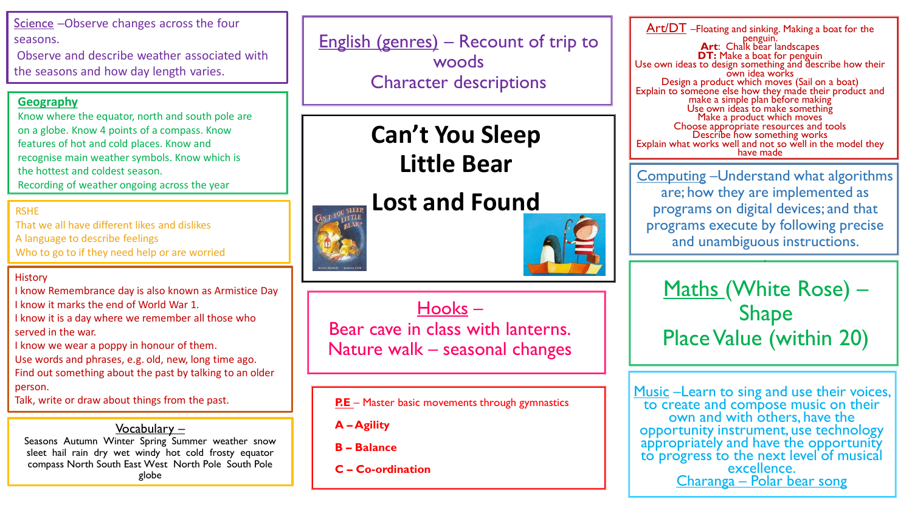# Can't You Sleep Little Bear

# Lost and Found

**Science** – Observe changes across the four seasons.
Observe and describe weather associated with the seasons and how day length varies.

## Geography

Know where the equator, north and south pole are on a globe. Know 4 points of a compass. Know features of hot and cold places. Know and recognise main weather symbols. Know which is the hottest and coldest season.
Recording of weather ongoing across the year

**RSHE**

That we all have different likes and dislikes
A language to describe feelings
Who to go to if they need help or are worried

**History**

I know Remembrance day is also known as Armistice Day
I know it marks the end of World War 1.
I know it is a day where we remember all those who served in the war.
I know we wear a poppy in honour of them.
Use words and phrases, e.g. old, new, long time ago.
Find out something about the past by talking to an older person.
Talk, write or draw about things from the past.

**Vocabulary** –
Seasons Autumn Winter Spring Summer weather snow sleet hail rain dry wet windy hot cold frosty equator compass North South East West North Pole South Pole globe

**English (genres)** – Recount of trip to woods
Character descriptions

**Hooks** –
Bear cave in class with lanterns.
Nature walk – seasonal changes

**P.E** – Master basic movements through gymnastics

- **A – Agility**
- **B – Balance**
- **C – Co-ordination**

**Art/DT** – Floating and sinking. Making a boat for the penguin.
**Art**: Chalk bear landscapes
**DT:** Make a boat for penguin
Use own ideas to design something and describe how their own idea works
Design a product which moves (Sail on a boat)
Explain to someone else how they made their product and make a simple plan before making
Use own ideas to make something
Make a product which moves
Choose appropriate resources and tools
Describe how something works
Explain what works well and not so well in the model they have made

**Computing** – Understand what algorithms are; how they are implemented as programs on digital devices; and that programs execute by following precise and unambiguous instructions.

**Maths (White Rose)** – Shape
Place Value (within 20)

**Music** – Learn to sing and use their voices, to create and compose music on their own and with others, have the opportunity instrument, use technology appropriately and have the opportunity to progress to the next level of musical excellence.
Charanga – Polar bear song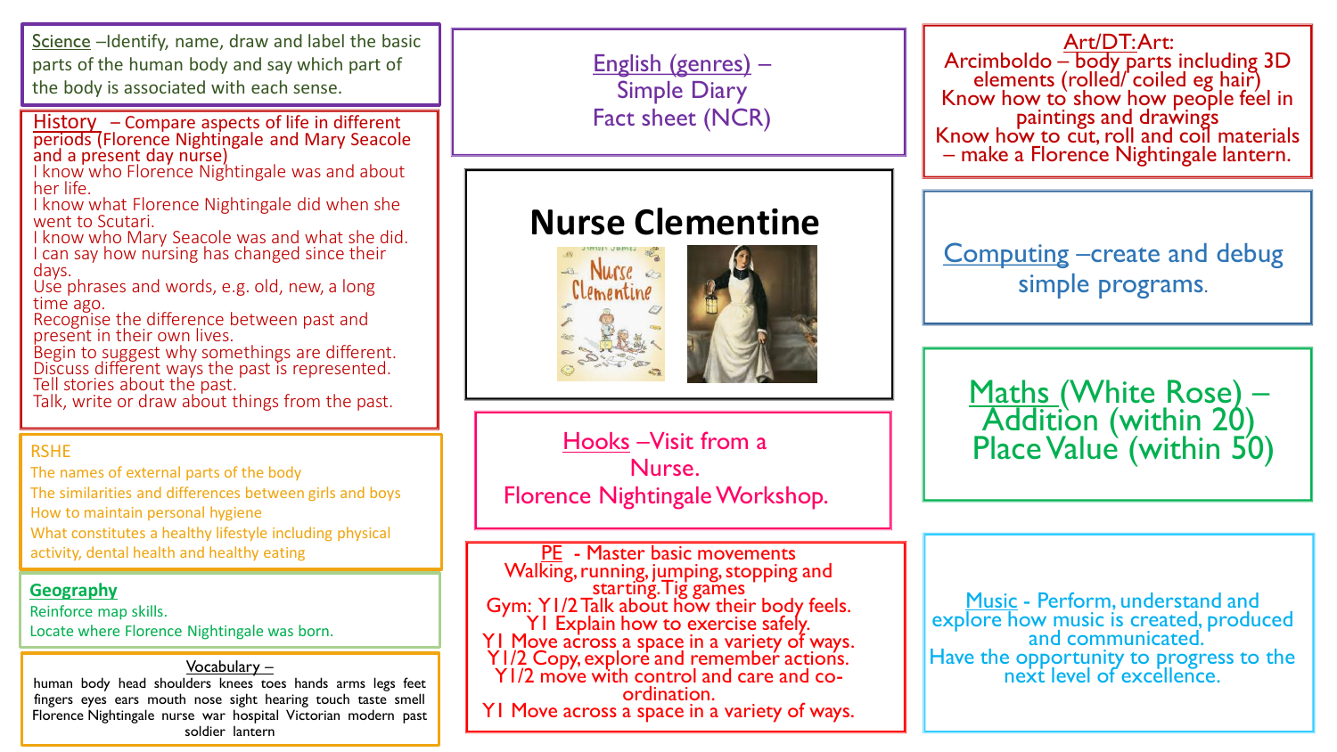# Nurse Clementine

**Science** – Identify, name, draw and label the basic parts of the human body and say which part of the body is associated with each sense.

**History** – Compare aspects of life in different periods (Florence Nightingale and Mary Seacole and a present day nurse)

- I know who Florence Nightingale was and about her life.
- I know what Florence Nightingale did when she went to Scutari.
- I know who Mary Seacole was and what she did.
- I can say how nursing has changed since their days.
- Use phrases and words, e.g. old, new, a long time ago.
- Recognise the difference between past and present in their own lives.
- Begin to suggest why somethings are different.
- Discuss different ways the past is represented.
- Tell stories about the past.
- Talk, write or draw about things from the past.

**RSHE**

- The names of external parts of the body
- The similarities and differences between girls and boys
- How to maintain personal hygiene
- What constitutes a healthy lifestyle including physical activity, dental health and healthy eating

**Geography**

- Reinforce map skills.
- Locate where Florence Nightingale was born.

**Vocabulary** –

human body head shoulders knees toes hands arms legs feet fingers eyes ears mouth nose sight hearing touch taste smell Florence Nightingale nurse war hospital Victorian modern past soldier lantern

**English (genres)** –
Simple Diary
Fact sheet (NCR)

**Hooks** – Visit from a Nurse.
Florence Nightingale Workshop.

**PE** - Master basic movements
Walking, running, jumping, stopping and starting. Tig games
Gym: Y1/2 Talk about how their body feels.
Y1 Explain how to exercise safely.
Y1 Move across a space in a variety of ways.
Y1/2 Copy, explore and remember actions.
Y1/2 move with control and care and co-ordination.
Y1 Move across a space in a variety of ways.

**Art/DT:** Art:
Arcimboldo – body parts including 3D elements (rolled/ coiled eg hair)
Know how to show how people feel in paintings and drawings
Know how to cut, roll and coil materials – make a Florence Nightingale lantern.

**Computing** – create and debug simple programs.

**Maths (White Rose)** – Addition (within 20)
Place Value (within 50)

**Music** - Perform, understand and explore how music is created, produced and communicated.
Have the opportunity to progress to the next level of excellence.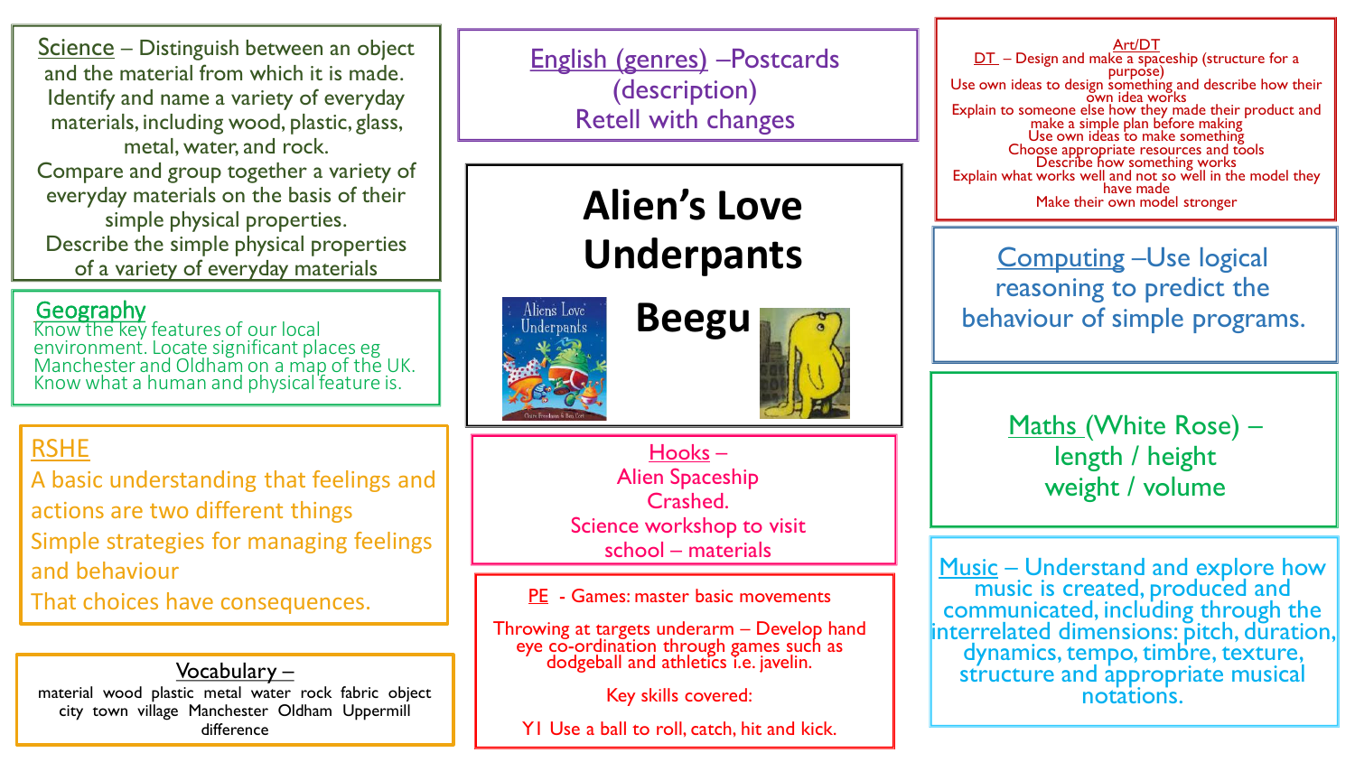# Alien's Love Underpants

# Beegu

## Science

Distinguish between an object and the material from which it is made.
Identify and name a variety of everyday materials, including wood, plastic, glass, metal, water, and rock.
Compare and group together a variety of everyday materials on the basis of their simple physical properties.
Describe the simple physical properties of a variety of everyday materials

## Geography

Know the key features of our local environment. Locate significant places eg Manchester and Oldham on a map of the UK.
Know what a human and physical feature is.

## RSHE

A basic understanding that feelings and actions are two different things
Simple strategies for managing feelings and behaviour
That choices have consequences.

## Vocabulary –

material wood plastic metal water rock fabric object city town village Manchester Oldham Uppermill difference

## English (genres) –Postcards (description)

Retell with changes

## Hooks –

Alien Spaceship Crashed.
Science workshop to visit school – materials

## PE - Games: master basic movements

Throwing at targets underarm – Develop hand eye co-ordination through games such as dodgeball and athletics i.e. javelin.

Key skills covered:

Y1 Use a ball to roll, catch, hit and kick.

## Art/DT

DT – Design and make a spaceship (structure for a purpose)
Use own ideas to design something and describe how their own idea works
Explain to someone else how they made their product and make a simple plan before making
Use own ideas to make something
Choose appropriate resources and tools
Describe how something works
Explain what works well and not so well in the model they have made
Make their own model stronger

## Computing –Use logical reasoning to predict the behaviour of simple programs.

## Maths (White Rose) –

length / height
weight / volume

## Music – Understand and explore how music is created, produced and communicated, including through the interrelated dimensions: pitch, duration, dynamics, tempo, timbre, texture, structure and appropriate musical notations.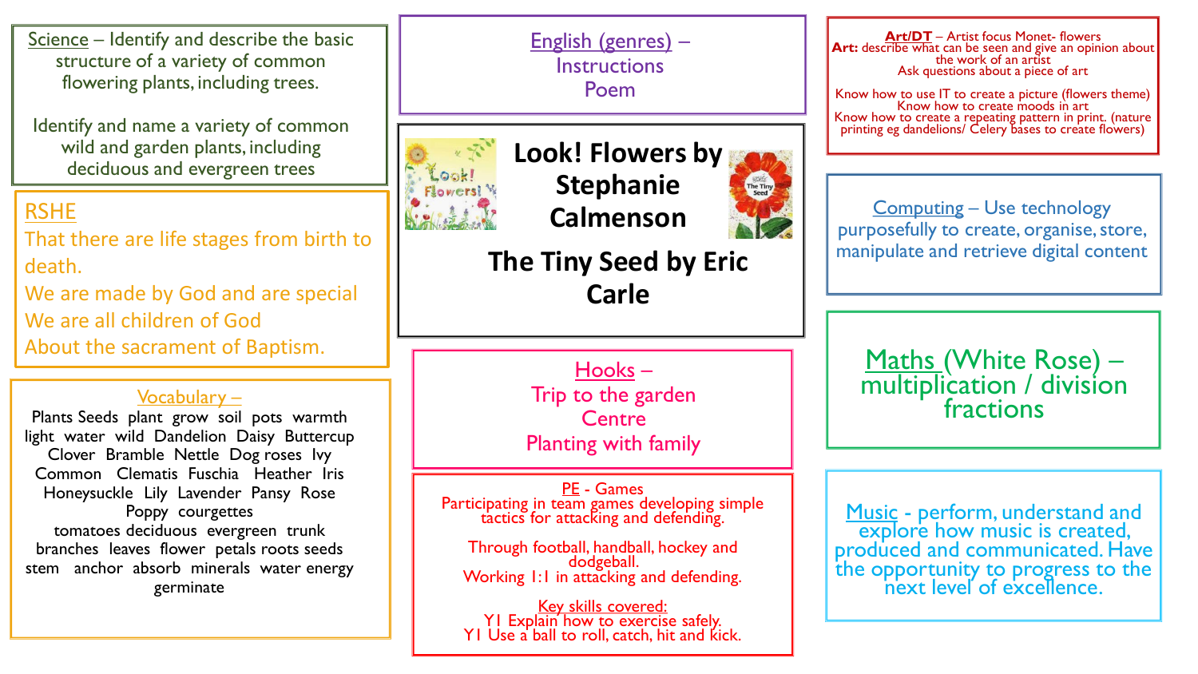## Science

Identify and describe the basic structure of a variety of common flowering plants, including trees.

Identify and name a variety of common wild and garden plants, including deciduous and evergreen trees

## RSHE

That there are life stages from birth to death.

We are made by God and are special

We are all children of God

About the sacrament of Baptism.

## Vocabulary –

Plants Seeds plant grow soil pots warmth light water wild Dandelion Daisy Buttercup Clover Bramble Nettle Dog roses Ivy Common Clematis Fuschia Heather Iris Honeysuckle Lily Lavender Pansy Rose Poppy courgettes tomatoes deciduous evergreen trunk branches leaves flower petals roots seeds stem anchor absorb minerals water energy germinate

## English (genres) –

Instructions

Poem

# Look! Flowers by Stephanie Calmenson

# The Tiny Seed by Eric Carle

## Hooks –

Trip to the garden Centre

Planting with family

## PE - Games

Participating in team games developing simple tactics for attacking and defending.

Through football, handball, hockey and dodgeball.

Working 1:1 in attacking and defending.

**Key skills covered:**

Y1 Explain how to exercise safely.

Y1 Use a ball to roll, catch, hit and kick.

## Art/DT – Artist focus Monet- flowers

**Art:** describe what can be seen and give an opinion about the work of an artist

Ask questions about a piece of art

Know how to use IT to create a picture (flowers theme)

Know how to create moods in art

Know how to create a repeating pattern in print. (nature printing eg dandelions/ Celery bases to create flowers)

## Computing

Use technology purposefully to create, organise, store, manipulate and retrieve digital content

## Maths (White Rose) –

multiplication / division

fractions

## Music

perform, understand and explore how music is created, produced and communicated. Have the opportunity to progress to the next level of excellence.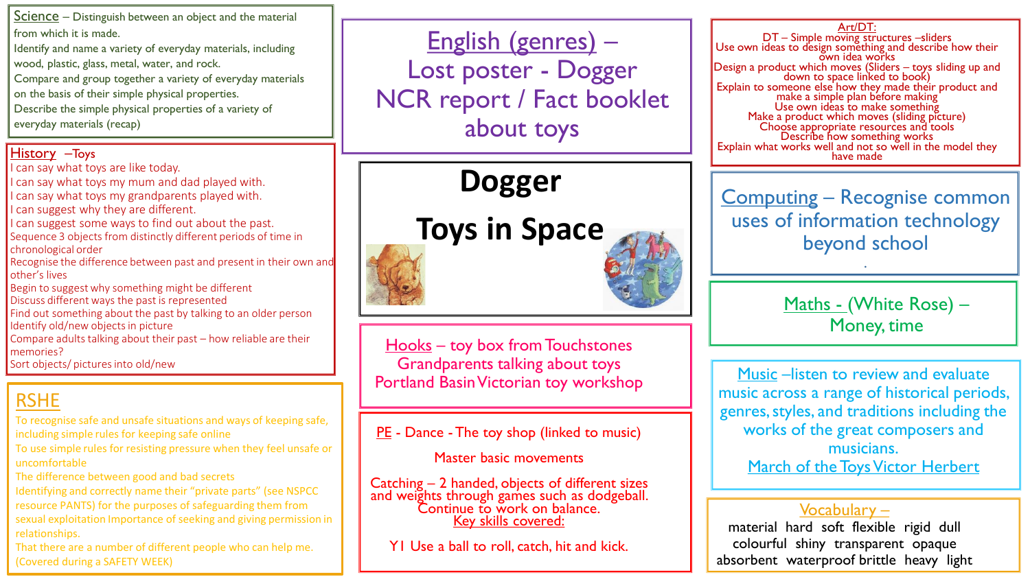## Science – Distinguish between an object and the material from which it is made.

Identify and name a variety of everyday materials, including wood, plastic, glass, metal, water, and rock.

Compare and group together a variety of everyday materials on the basis of their simple physical properties.

Describe the simple physical properties of a variety of everyday materials (recap)

## History – Toys

I can say what toys are like today.

I can say what toys my mum and dad played with.

I can say what toys my grandparents played with.

I can suggest why they are different.

I can suggest some ways to find out about the past.

Sequence 3 objects from distinctly different periods of time in chronological order

Recognise the difference between past and present in their own and other's lives

Begin to suggest why something might be different

Discuss different ways the past is represented

Find out something about the past by talking to an older person

Identify old/new objects in picture

Compare adults talking about their past – how reliable are their memories?

Sort objects/ pictures into old/new

## RSHE

To recognise safe and unsafe situations and ways of keeping safe, including simple rules for keeping safe online

To use simple rules for resisting pressure when they feel unsafe or uncomfortable

The difference between good and bad secrets

Identifying and correctly name their "private parts" (see NSPCC resource PANTS) for the purposes of safeguarding them from sexual exploitation Importance of seeking and giving permission in relationships.

That there are a number of different people who can help me. (Covered during a SAFETY WEEK)

## English (genres) – Lost poster - Dogger NCR report / Fact booklet about toys

# Dogger

# Toys in Space

## Hooks – toy box from Touchstones

Grandparents talking about toys

Portland Basin Victorian toy workshop

## PE - Dance - The toy shop (linked to music)

Master basic movements

Catching – 2 handed, objects of different sizes and weights through games such as dodgeball.

Continue to work on balance.

Key skills covered:

Y1 Use a ball to roll, catch, hit and kick.

## Art/DT:

DT – Simple moving structures –sliders

Use own ideas to design something and describe how their own idea works

Design a product which moves (Sliders – toys sliding up and down to space linked to book)

Explain to someone else how they made their product and make a simple plan before making

Use own ideas to make something

Make a product which moves (sliding picture)

Choose appropriate resources and tools

Describe how something works

Explain what works well and not so well in the model they have made

## Computing – Recognise common uses of information technology beyond school

## Maths - (White Rose) – Money, time

## Music –listen to review and evaluate music across a range of historical periods, genres, styles, and traditions including the works of the great composers and musicians.

March of the Toys Victor Herbert

## Vocabulary –

material hard soft flexible rigid dull colourful shiny transparent opaque absorbent waterproof brittle heavy light